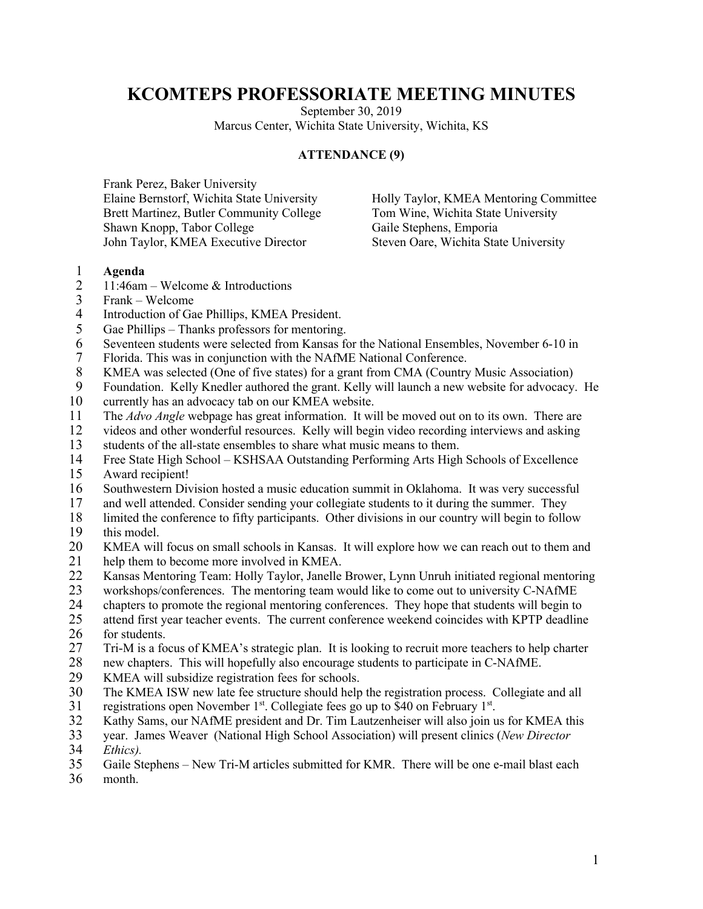# KCOMTEPS PROFESSORIATE MEETING MINUTES

September 30, 2019
Marcus Center, Wichita State University, Wichita, KS

**ATTENDANCE (9)**

Frank Perez, Baker University
Elaine Bernstorf, Wichita State University
Brett Martinez, Butler Community College
Shawn Knopp, Tabor College
John Taylor, KMEA Executive Director
Holly Taylor, KMEA Mentoring Committee
Tom Wine, Wichita State University
Gaile Stephens, Emporia
Steven Oare, Wichita State University

**Agenda**

11:46am – Welcome & Introductions
Frank – Welcome
Introduction of Gae Phillips, KMEA President.
Gae Phillips – Thanks professors for mentoring.
Seventeen students were selected from Kansas for the National Ensembles, November 6-10 in Florida. This was in conjunction with the NAfME National Conference.
KMEA was selected (One of five states) for a grant from CMA (Country Music Association) Foundation. Kelly Knedler authored the grant. Kelly will launch a new website for advocacy. He currently has an advocacy tab on our KMEA website.
The *Advo Angle* webpage has great information. It will be moved out on to its own. There are videos and other wonderful resources. Kelly will begin video recording interviews and asking students of the all-state ensembles to share what music means to them.
Free State High School – KSHSAA Outstanding Performing Arts High Schools of Excellence Award recipient!
Southwestern Division hosted a music education summit in Oklahoma. It was very successful and well attended. Consider sending your collegiate students to it during the summer. They limited the conference to fifty participants. Other divisions in our country will begin to follow this model.
KMEA will focus on small schools in Kansas. It will explore how we can reach out to them and help them to become more involved in KMEA.
Kansas Mentoring Team: Holly Taylor, Janelle Brower, Lynn Unruh initiated regional mentoring workshops/conferences. The mentoring team would like to come out to university C-NAfME chapters to promote the regional mentoring conferences. They hope that students will begin to attend first year teacher events. The current conference weekend coincides with KPTP deadline for students.
Tri-M is a focus of KMEA's strategic plan. It is looking to recruit more teachers to help charter new chapters. This will hopefully also encourage students to participate in C-NAfME.
KMEA will subsidize registration fees for schools.
The KMEA ISW new late fee structure should help the registration process. Collegiate and all registrations open November 1st. Collegiate fees go up to $40 on February 1st.
Kathy Sams, our NAfME president and Dr. Tim Lautzenheiser will also join us for KMEA this year. James Weaver (National High School Association) will present clinics (*New Director Ethics).*
Gaile Stephens – New Tri-M articles submitted for KMR. There will be one e-mail blast each month.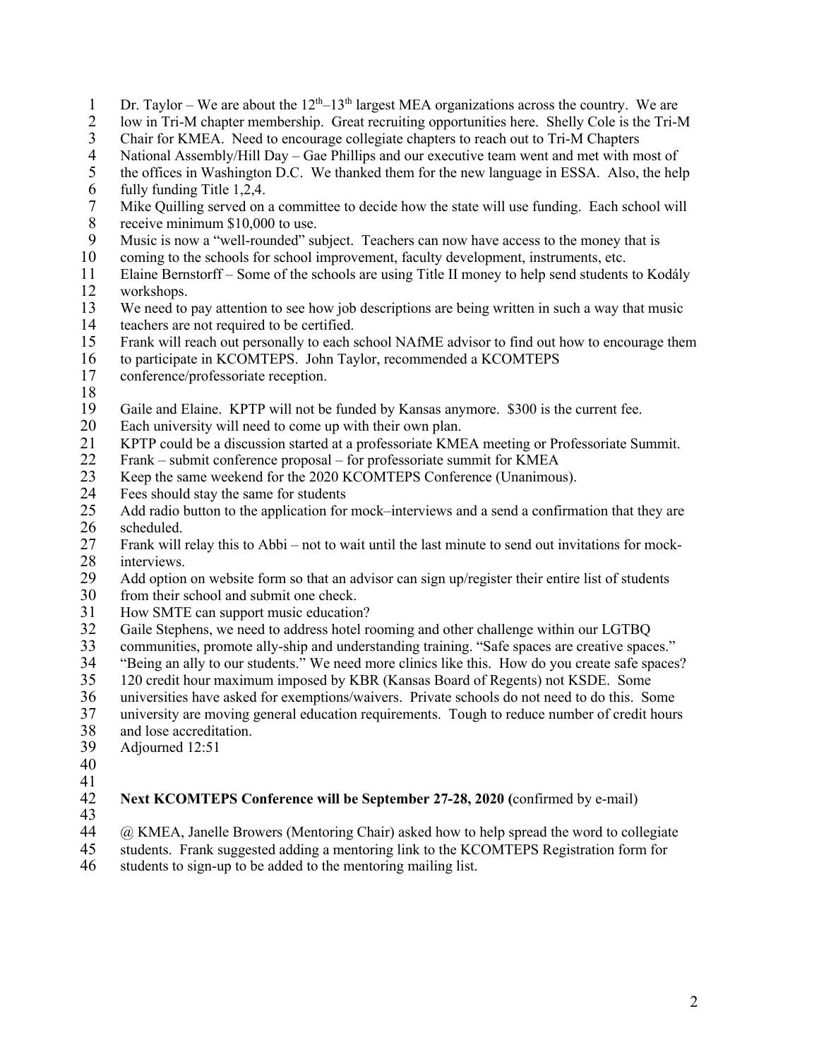Dr. Taylor – We are about the 12th–13th largest MEA organizations across the country. We are low in Tri-M chapter membership. Great recruiting opportunities here. Shelly Cole is the Tri-M Chair for KMEA. Need to encourage collegiate chapters to reach out to Tri-M Chapters

National Assembly/Hill Day – Gae Phillips and our executive team went and met with most of the offices in Washington D.C. We thanked them for the new language in ESSA. Also, the help fully funding Title 1,2,4.

Mike Quilling served on a committee to decide how the state will use funding. Each school will receive minimum $10,000 to use.

Music is now a "well-rounded" subject. Teachers can now have access to the money that is coming to the schools for school improvement, faculty development, instruments, etc.

Elaine Bernstorff – Some of the schools are using Title II money to help send students to Kodály workshops.

We need to pay attention to see how job descriptions are being written in such a way that music teachers are not required to be certified.

Frank will reach out personally to each school NAfME advisor to find out how to encourage them to participate in KCOMTEPS. John Taylor, recommended a KCOMTEPS conference/professoriate reception.

Gaile and Elaine. KPTP will not be funded by Kansas anymore. $300 is the current fee. Each university will need to come up with their own plan.

KPTP could be a discussion started at a professoriate KMEA meeting or Professoriate Summit.

Frank – submit conference proposal – for professoriate summit for KMEA

Keep the same weekend for the 2020 KCOMTEPS Conference (Unanimous).

Fees should stay the same for students

Add radio button to the application for mock–interviews and a send a confirmation that they are scheduled.

Frank will relay this to Abbi – not to wait until the last minute to send out invitations for mock-interviews.

Add option on website form so that an advisor can sign up/register their entire list of students from their school and submit one check.

How SMTE can support music education?

Gaile Stephens, we need to address hotel rooming and other challenge within our LGTBQ communities, promote ally-ship and understanding training. "Safe spaces are creative spaces." "Being an ally to our students." We need more clinics like this. How do you create safe spaces?

120 credit hour maximum imposed by KBR (Kansas Board of Regents) not KSDE. Some universities have asked for exemptions/waivers. Private schools do not need to do this. Some university are moving general education requirements. Tough to reduce number of credit hours and lose accreditation.

Adjourned 12:51

**Next KCOMTEPS Conference will be September 27-28, 2020 (**confirmed by e-mail)

@ KMEA, Janelle Browers (Mentoring Chair) asked how to help spread the word to collegiate students. Frank suggested adding a mentoring link to the KCOMTEPS Registration form for students to sign-up to be added to the mentoring mailing list.